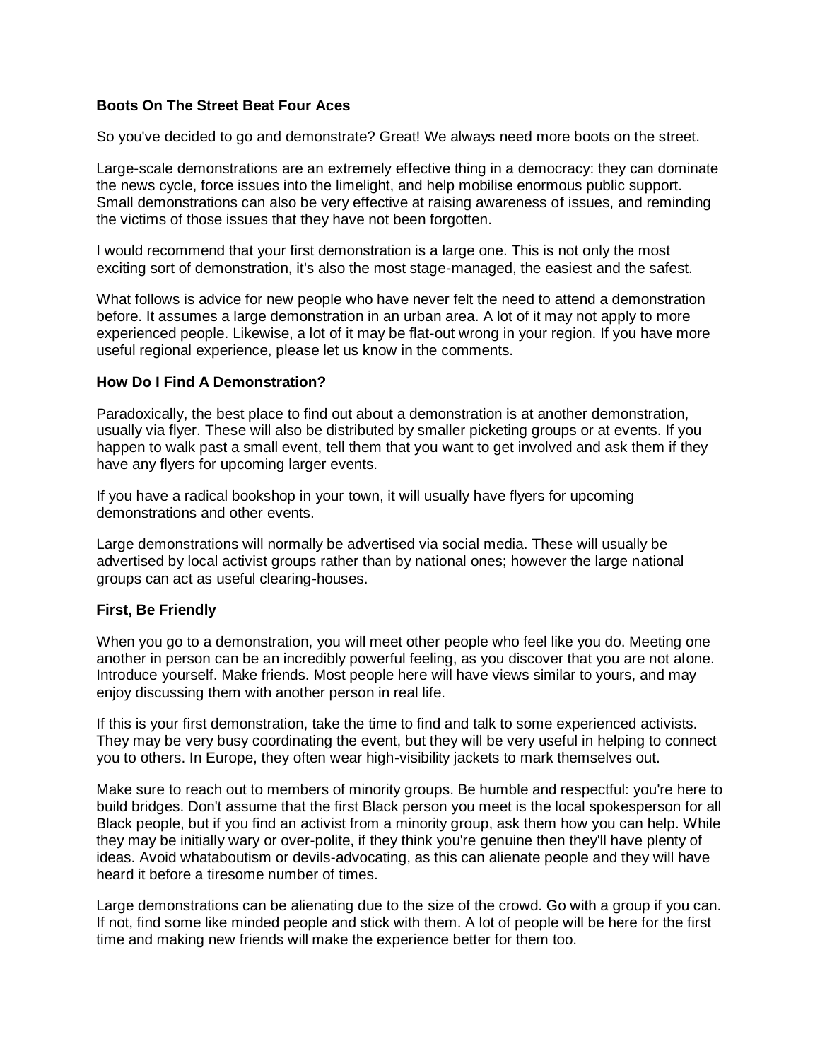**Boots On The Street Beat Four Aces**

So you've decided to go and demonstrate? Great! We always need more boots on the street.

Large-scale demonstrations are an extremely effective thing in a democracy: they can dominate the news cycle, force issues into the limelight, and help mobilise enormous public support. Small demonstrations can also be very effective at raising awareness of issues, and reminding the victims of those issues that they have not been forgotten.

I would recommend that your first demonstration is a large one. This is not only the most exciting sort of demonstration, it's also the most stage-managed, the easiest and the safest.

What follows is advice for new people who have never felt the need to attend a demonstration before. It assumes a large demonstration in an urban area. A lot of it may not apply to more experienced people. Likewise, a lot of it may be flat-out wrong in your region. If you have more useful regional experience, please let us know in the comments.

**How Do I Find A Demonstration?**

Paradoxically, the best place to find out about a demonstration is at another demonstration, usually via flyer. These will also be distributed by smaller picketing groups or at events. If you happen to walk past a small event, tell them that you want to get involved and ask them if they have any flyers for upcoming larger events.

If you have a radical bookshop in your town, it will usually have flyers for upcoming demonstrations and other events.

Large demonstrations will normally be advertised via social media. These will usually be advertised by local activist groups rather than by national ones; however the large national groups can act as useful clearing-houses.

**First, Be Friendly**

When you go to a demonstration, you will meet other people who feel like you do. Meeting one another in person can be an incredibly powerful feeling, as you discover that you are not alone. Introduce yourself. Make friends. Most people here will have views similar to yours, and may enjoy discussing them with another person in real life.

If this is your first demonstration, take the time to find and talk to some experienced activists. They may be very busy coordinating the event, but they will be very useful in helping to connect you to others. In Europe, they often wear high-visibility jackets to mark themselves out.

Make sure to reach out to members of minority groups. Be humble and respectful: you're here to build bridges. Don't assume that the first Black person you meet is the local spokesperson for all Black people, but if you find an activist from a minority group, ask them how you can help. While they may be initially wary or over-polite, if they think you're genuine then they'll have plenty of ideas. Avoid whataboutism or devils-advocating, as this can alienate people and they will have heard it before a tiresome number of times.

Large demonstrations can be alienating due to the size of the crowd. Go with a group if you can. If not, find some like minded people and stick with them. A lot of people will be here for the first time and making new friends will make the experience better for them too.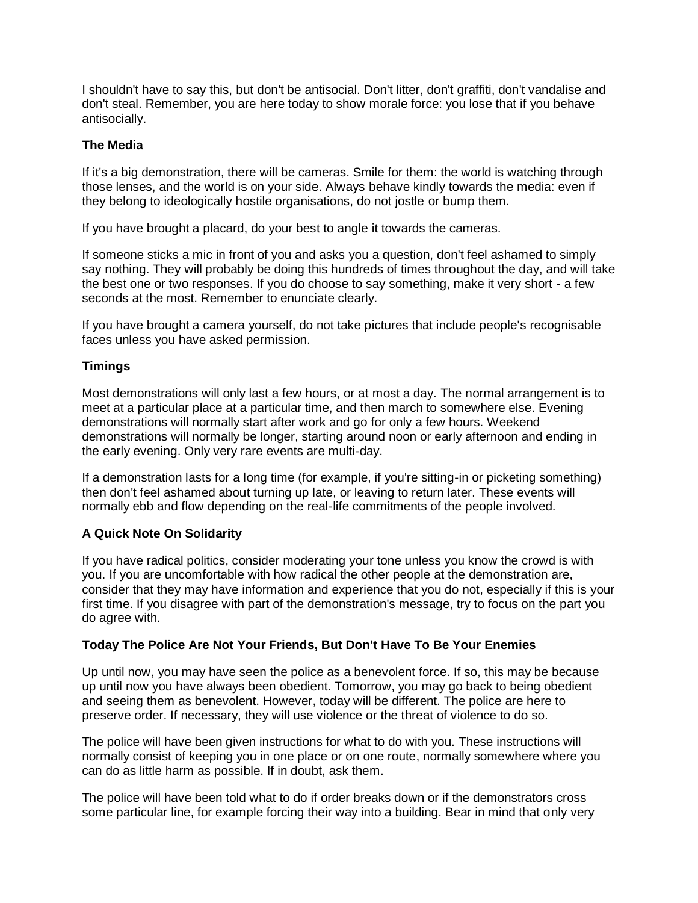I shouldn't have to say this, but don't be antisocial. Don't litter, don't graffiti, don't vandalise and don't steal. Remember, you are here today to show morale force: you lose that if you behave antisocially.

### The Media

If it's a big demonstration, there will be cameras. Smile for them: the world is watching through those lenses, and the world is on your side. Always behave kindly towards the media: even if they belong to ideologically hostile organisations, do not jostle or bump them.

If you have brought a placard, do your best to angle it towards the cameras.

If someone sticks a mic in front of you and asks you a question, don't feel ashamed to simply say nothing. They will probably be doing this hundreds of times throughout the day, and will take the best one or two responses. If you do choose to say something, make it very short - a few seconds at the most. Remember to enunciate clearly.

If you have brought a camera yourself, do not take pictures that include people's recognisable faces unless you have asked permission.

### Timings

Most demonstrations will only last a few hours, or at most a day. The normal arrangement is to meet at a particular place at a particular time, and then march to somewhere else. Evening demonstrations will normally start after work and go for only a few hours. Weekend demonstrations will normally be longer, starting around noon or early afternoon and ending in the early evening. Only very rare events are multi-day.

If a demonstration lasts for a long time (for example, if you're sitting-in or picketing something) then don't feel ashamed about turning up late, or leaving to return later. These events will normally ebb and flow depending on the real-life commitments of the people involved.

### A Quick Note On Solidarity

If you have radical politics, consider moderating your tone unless you know the crowd is with you. If you are uncomfortable with how radical the other people at the demonstration are, consider that they may have information and experience that you do not, especially if this is your first time. If you disagree with part of the demonstration's message, try to focus on the part you do agree with.

### Today The Police Are Not Your Friends, But Don't Have To Be Your Enemies

Up until now, you may have seen the police as a benevolent force. If so, this may be because up until now you have always been obedient. Tomorrow, you may go back to being obedient and seeing them as benevolent. However, today will be different. The police are here to preserve order. If necessary, they will use violence or the threat of violence to do so.

The police will have been given instructions for what to do with you. These instructions will normally consist of keeping you in one place or on one route, normally somewhere where you can do as little harm as possible. If in doubt, ask them.

The police will have been told what to do if order breaks down or if the demonstrators cross some particular line, for example forcing their way into a building. Bear in mind that only very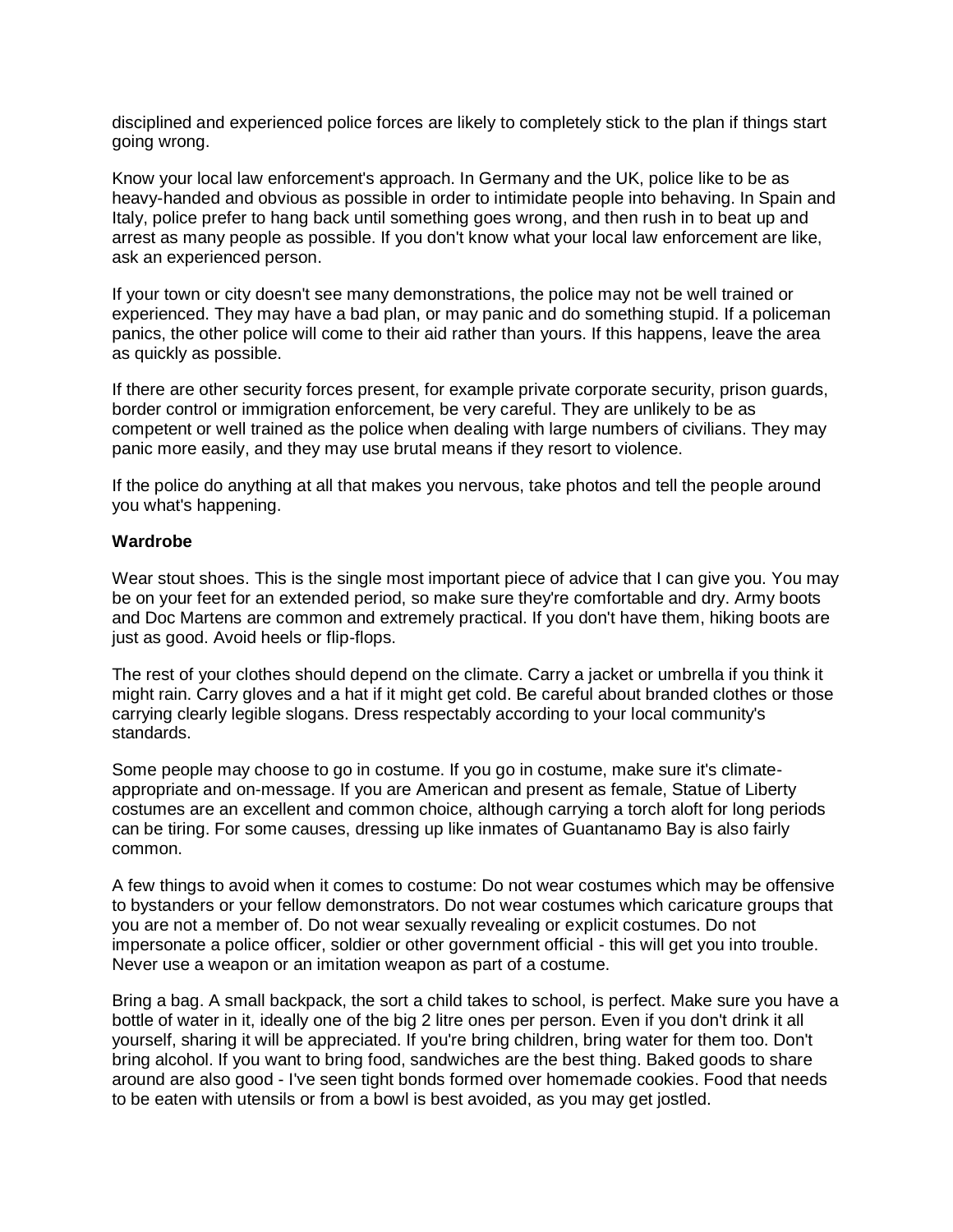disciplined and experienced police forces are likely to completely stick to the plan if things start going wrong.

Know your local law enforcement's approach. In Germany and the UK, police like to be as heavy-handed and obvious as possible in order to intimidate people into behaving. In Spain and Italy, police prefer to hang back until something goes wrong, and then rush in to beat up and arrest as many people as possible. If you don't know what your local law enforcement are like, ask an experienced person.

If your town or city doesn't see many demonstrations, the police may not be well trained or experienced. They may have a bad plan, or may panic and do something stupid. If a policeman panics, the other police will come to their aid rather than yours. If this happens, leave the area as quickly as possible.

If there are other security forces present, for example private corporate security, prison guards, border control or immigration enforcement, be very careful. They are unlikely to be as competent or well trained as the police when dealing with large numbers of civilians. They may panic more easily, and they may use brutal means if they resort to violence.

If the police do anything at all that makes you nervous, take photos and tell the people around you what's happening.

**Wardrobe**

Wear stout shoes. This is the single most important piece of advice that I can give you. You may be on your feet for an extended period, so make sure they're comfortable and dry. Army boots and Doc Martens are common and extremely practical. If you don't have them, hiking boots are just as good. Avoid heels or flip-flops.

The rest of your clothes should depend on the climate. Carry a jacket or umbrella if you think it might rain. Carry gloves and a hat if it might get cold. Be careful about branded clothes or those carrying clearly legible slogans. Dress respectably according to your local community's standards.

Some people may choose to go in costume. If you go in costume, make sure it's climate-appropriate and on-message. If you are American and present as female, Statue of Liberty costumes are an excellent and common choice, although carrying a torch aloft for long periods can be tiring. For some causes, dressing up like inmates of Guantanamo Bay is also fairly common.

A few things to avoid when it comes to costume: Do not wear costumes which may be offensive to bystanders or your fellow demonstrators. Do not wear costumes which caricature groups that you are not a member of. Do not wear sexually revealing or explicit costumes. Do not impersonate a police officer, soldier or other government official - this will get you into trouble. Never use a weapon or an imitation weapon as part of a costume.

Bring a bag. A small backpack, the sort a child takes to school, is perfect. Make sure you have a bottle of water in it, ideally one of the big 2 litre ones per person. Even if you don't drink it all yourself, sharing it will be appreciated. If you're bring children, bring water for them too. Don't bring alcohol. If you want to bring food, sandwiches are the best thing. Baked goods to share around are also good - I've seen tight bonds formed over homemade cookies. Food that needs to be eaten with utensils or from a bowl is best avoided, as you may get jostled.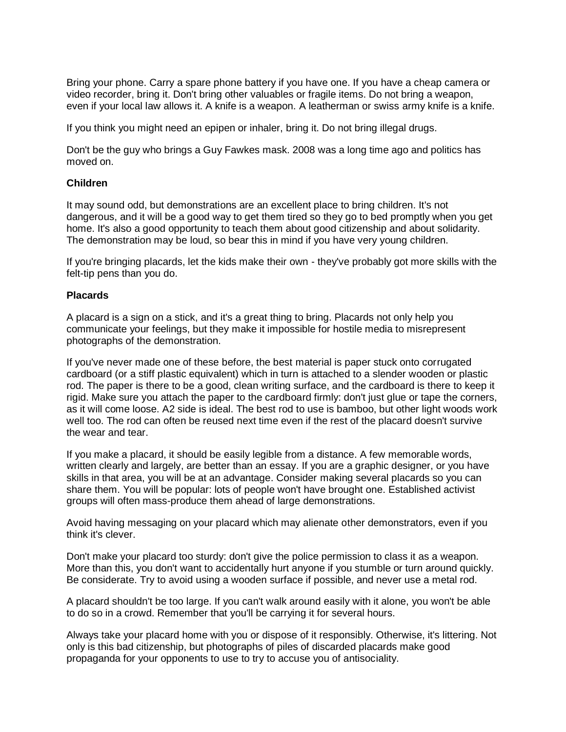Bring your phone. Carry a spare phone battery if you have one. If you have a cheap camera or video recorder, bring it. Don't bring other valuables or fragile items. Do not bring a weapon, even if your local law allows it. A knife is a weapon. A leatherman or swiss army knife is a knife.

If you think you might need an epipen or inhaler, bring it. Do not bring illegal drugs.

Don't be the guy who brings a Guy Fawkes mask. 2008 was a long time ago and politics has moved on.

**Children**

It may sound odd, but demonstrations are an excellent place to bring children. It's not dangerous, and it will be a good way to get them tired so they go to bed promptly when you get home. It's also a good opportunity to teach them about good citizenship and about solidarity. The demonstration may be loud, so bear this in mind if you have very young children.

If you're bringing placards, let the kids make their own - they've probably got more skills with the felt-tip pens than you do.

**Placards**

A placard is a sign on a stick, and it's a great thing to bring. Placards not only help you communicate your feelings, but they make it impossible for hostile media to misrepresent photographs of the demonstration.

If you've never made one of these before, the best material is paper stuck onto corrugated cardboard (or a stiff plastic equivalent) which in turn is attached to a slender wooden or plastic rod. The paper is there to be a good, clean writing surface, and the cardboard is there to keep it rigid. Make sure you attach the paper to the cardboard firmly: don't just glue or tape the corners, as it will come loose. A2 side is ideal. The best rod to use is bamboo, but other light woods work well too. The rod can often be reused next time even if the rest of the placard doesn't survive the wear and tear.

If you make a placard, it should be easily legible from a distance. A few memorable words, written clearly and largely, are better than an essay. If you are a graphic designer, or you have skills in that area, you will be at an advantage. Consider making several placards so you can share them. You will be popular: lots of people won't have brought one. Established activist groups will often mass-produce them ahead of large demonstrations.

Avoid having messaging on your placard which may alienate other demonstrators, even if you think it's clever.

Don't make your placard too sturdy: don't give the police permission to class it as a weapon. More than this, you don't want to accidentally hurt anyone if you stumble or turn around quickly. Be considerate. Try to avoid using a wooden surface if possible, and never use a metal rod.

A placard shouldn't be too large. If you can't walk around easily with it alone, you won't be able to do so in a crowd. Remember that you'll be carrying it for several hours.

Always take your placard home with you or dispose of it responsibly. Otherwise, it's littering. Not only is this bad citizenship, but photographs of piles of discarded placards make good propaganda for your opponents to use to try to accuse you of antisociality.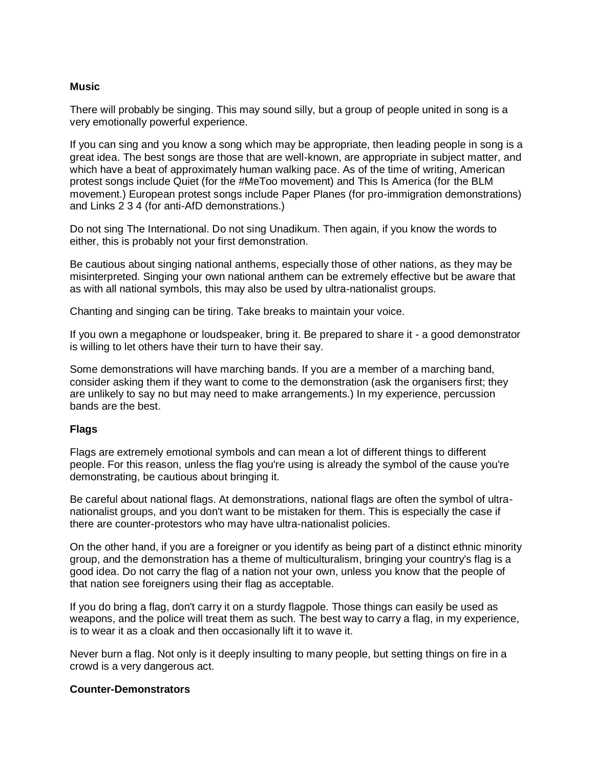**Music**

There will probably be singing. This may sound silly, but a group of people united in song is a very emotionally powerful experience.

If you can sing and you know a song which may be appropriate, then leading people in song is a great idea. The best songs are those that are well-known, are appropriate in subject matter, and which have a beat of approximately human walking pace. As of the time of writing, American protest songs include Quiet (for the #MeToo movement) and This Is America (for the BLM movement.) European protest songs include Paper Planes (for pro-immigration demonstrations) and Links 2 3 4 (for anti-AfD demonstrations.)

Do not sing The International. Do not sing Unadikum. Then again, if you know the words to either, this is probably not your first demonstration.

Be cautious about singing national anthems, especially those of other nations, as they may be misinterpreted. Singing your own national anthem can be extremely effective but be aware that as with all national symbols, this may also be used by ultra-nationalist groups.

Chanting and singing can be tiring. Take breaks to maintain your voice.

If you own a megaphone or loudspeaker, bring it. Be prepared to share it - a good demonstrator is willing to let others have their turn to have their say.

Some demonstrations will have marching bands. If you are a member of a marching band, consider asking them if they want to come to the demonstration (ask the organisers first; they are unlikely to say no but may need to make arrangements.) In my experience, percussion bands are the best.

**Flags**

Flags are extremely emotional symbols and can mean a lot of different things to different people. For this reason, unless the flag you're using is already the symbol of the cause you're demonstrating, be cautious about bringing it.

Be careful about national flags. At demonstrations, national flags are often the symbol of ultra-nationalist groups, and you don't want to be mistaken for them. This is especially the case if there are counter-protestors who may have ultra-nationalist policies.

On the other hand, if you are a foreigner or you identify as being part of a distinct ethnic minority group, and the demonstration has a theme of multiculturalism, bringing your country's flag is a good idea. Do not carry the flag of a nation not your own, unless you know that the people of that nation see foreigners using their flag as acceptable.

If you do bring a flag, don't carry it on a sturdy flagpole. Those things can easily be used as weapons, and the police will treat them as such. The best way to carry a flag, in my experience, is to wear it as a cloak and then occasionally lift it to wave it.

Never burn a flag. Not only is it deeply insulting to many people, but setting things on fire in a crowd is a very dangerous act.

**Counter-Demonstrators**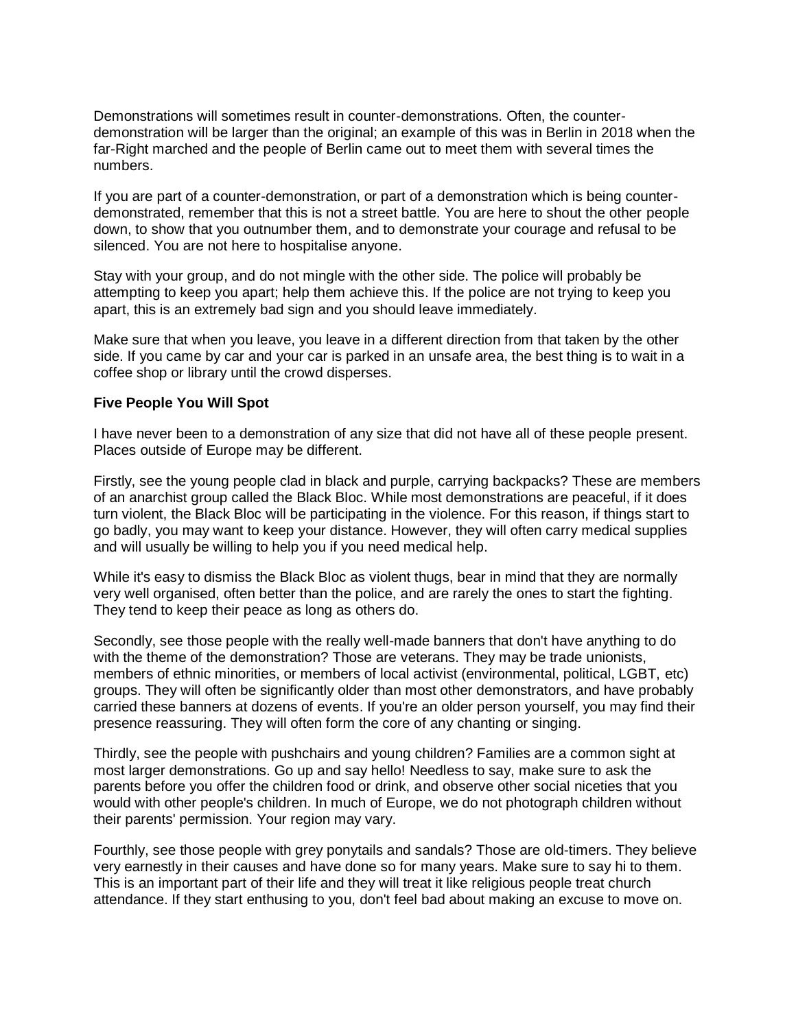Demonstrations will sometimes result in counter-demonstrations. Often, the counter-demonstration will be larger than the original; an example of this was in Berlin in 2018 when the far-Right marched and the people of Berlin came out to meet them with several times the numbers.

If you are part of a counter-demonstration, or part of a demonstration which is being counter-demonstrated, remember that this is not a street battle. You are here to shout the other people down, to show that you outnumber them, and to demonstrate your courage and refusal to be silenced. You are not here to hospitalise anyone.

Stay with your group, and do not mingle with the other side. The police will probably be attempting to keep you apart; help them achieve this. If the police are not trying to keep you apart, this is an extremely bad sign and you should leave immediately.

Make sure that when you leave, you leave in a different direction from that taken by the other side. If you came by car and your car is parked in an unsafe area, the best thing is to wait in a coffee shop or library until the crowd disperses.

**Five People You Will Spot**

I have never been to a demonstration of any size that did not have all of these people present. Places outside of Europe may be different.

Firstly, see the young people clad in black and purple, carrying backpacks? These are members of an anarchist group called the Black Bloc. While most demonstrations are peaceful, if it does turn violent, the Black Bloc will be participating in the violence. For this reason, if things start to go badly, you may want to keep your distance. However, they will often carry medical supplies and will usually be willing to help you if you need medical help.

While it's easy to dismiss the Black Bloc as violent thugs, bear in mind that they are normally very well organised, often better than the police, and are rarely the ones to start the fighting. They tend to keep their peace as long as others do.

Secondly, see those people with the really well-made banners that don't have anything to do with the theme of the demonstration? Those are veterans. They may be trade unionists, members of ethnic minorities, or members of local activist (environmental, political, LGBT, etc) groups. They will often be significantly older than most other demonstrators, and have probably carried these banners at dozens of events. If you're an older person yourself, you may find their presence reassuring. They will often form the core of any chanting or singing.

Thirdly, see the people with pushchairs and young children? Families are a common sight at most larger demonstrations. Go up and say hello! Needless to say, make sure to ask the parents before you offer the children food or drink, and observe other social niceties that you would with other people's children. In much of Europe, we do not photograph children without their parents' permission. Your region may vary.

Fourthly, see those people with grey ponytails and sandals? Those are old-timers. They believe very earnestly in their causes and have done so for many years. Make sure to say hi to them. This is an important part of their life and they will treat it like religious people treat church attendance. If they start enthusing to you, don't feel bad about making an excuse to move on.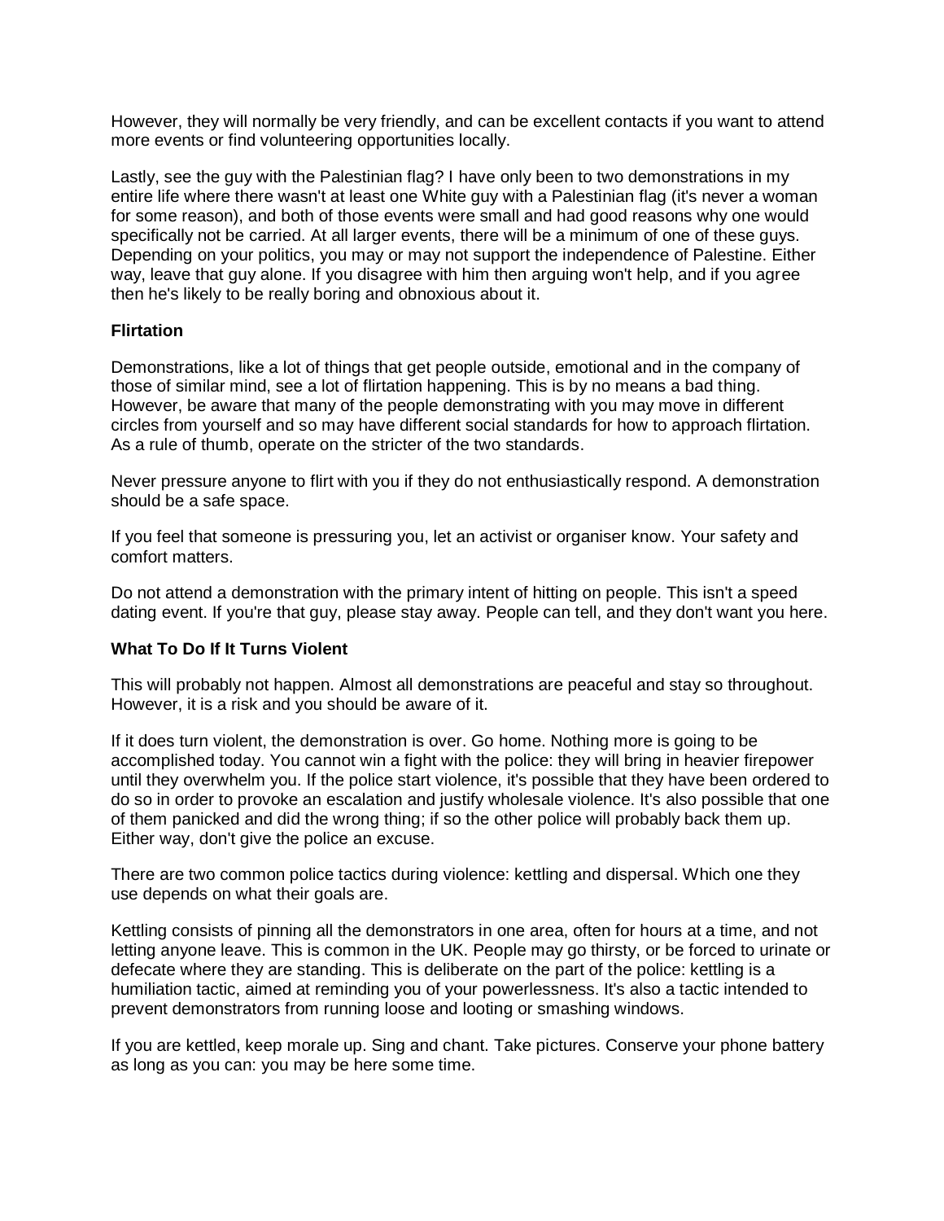However, they will normally be very friendly, and can be excellent contacts if you want to attend more events or find volunteering opportunities locally.

Lastly, see the guy with the Palestinian flag? I have only been to two demonstrations in my entire life where there wasn't at least one White guy with a Palestinian flag (it's never a woman for some reason), and both of those events were small and had good reasons why one would specifically not be carried. At all larger events, there will be a minimum of one of these guys. Depending on your politics, you may or may not support the independence of Palestine. Either way, leave that guy alone. If you disagree with him then arguing won't help, and if you agree then he's likely to be really boring and obnoxious about it.

**Flirtation**

Demonstrations, like a lot of things that get people outside, emotional and in the company of those of similar mind, see a lot of flirtation happening. This is by no means a bad thing. However, be aware that many of the people demonstrating with you may move in different circles from yourself and so may have different social standards for how to approach flirtation. As a rule of thumb, operate on the stricter of the two standards.

Never pressure anyone to flirt with you if they do not enthusiastically respond. A demonstration should be a safe space.

If you feel that someone is pressuring you, let an activist or organiser know. Your safety and comfort matters.

Do not attend a demonstration with the primary intent of hitting on people. This isn't a speed dating event. If you're that guy, please stay away. People can tell, and they don't want you here.

**What To Do If It Turns Violent**

This will probably not happen. Almost all demonstrations are peaceful and stay so throughout. However, it is a risk and you should be aware of it.

If it does turn violent, the demonstration is over. Go home. Nothing more is going to be accomplished today. You cannot win a fight with the police: they will bring in heavier firepower until they overwhelm you. If the police start violence, it's possible that they have been ordered to do so in order to provoke an escalation and justify wholesale violence. It's also possible that one of them panicked and did the wrong thing; if so the other police will probably back them up. Either way, don't give the police an excuse.

There are two common police tactics during violence: kettling and dispersal. Which one they use depends on what their goals are.

Kettling consists of pinning all the demonstrators in one area, often for hours at a time, and not letting anyone leave. This is common in the UK. People may go thirsty, or be forced to urinate or defecate where they are standing. This is deliberate on the part of the police: kettling is a humiliation tactic, aimed at reminding you of your powerlessness. It's also a tactic intended to prevent demonstrators from running loose and looting or smashing windows.

If you are kettled, keep morale up. Sing and chant. Take pictures. Conserve your phone battery as long as you can: you may be here some time.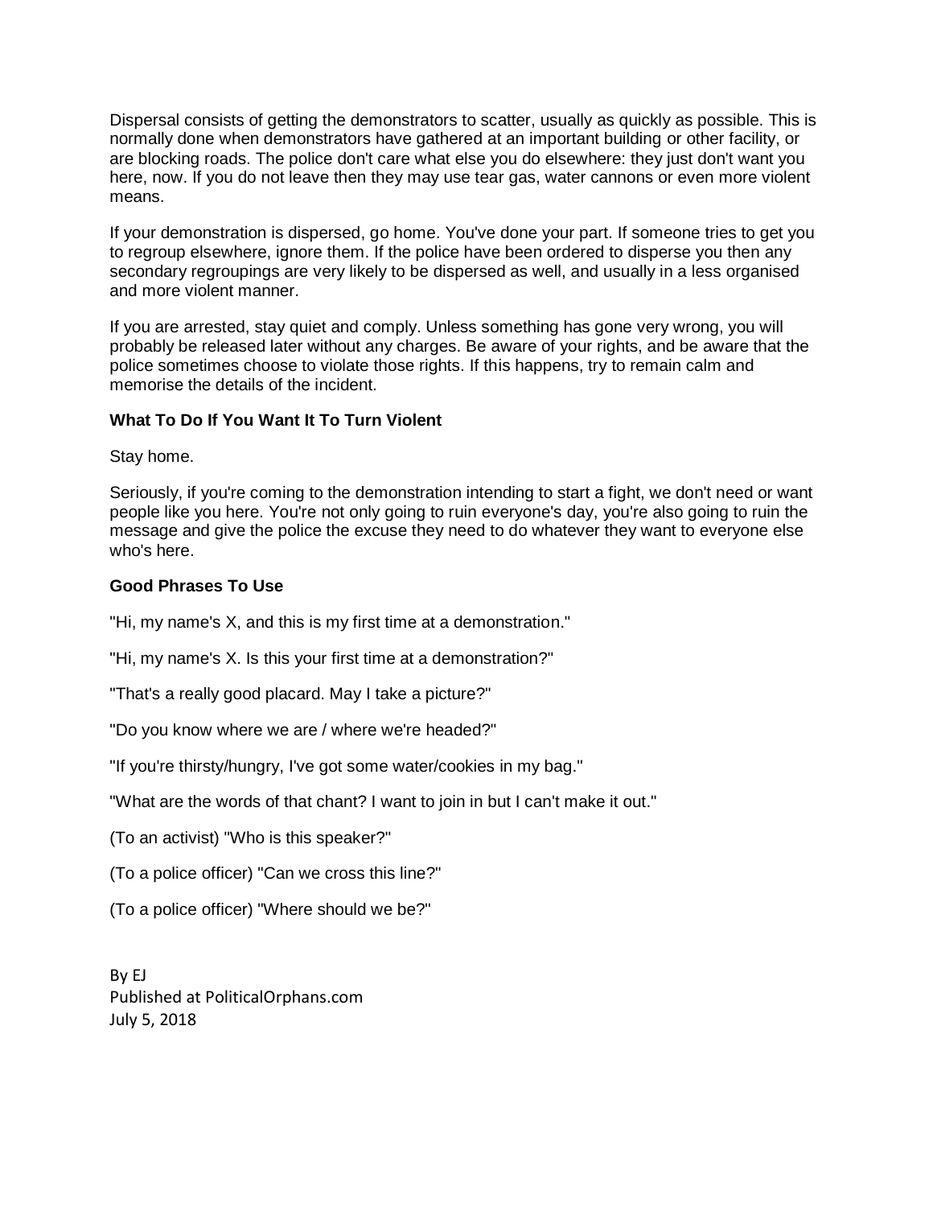Dispersal consists of getting the demonstrators to scatter, usually as quickly as possible. This is normally done when demonstrators have gathered at an important building or other facility, or are blocking roads. The police don't care what else you do elsewhere: they just don't want you here, now. If you do not leave then they may use tear gas, water cannons or even more violent means.

If your demonstration is dispersed, go home. You've done your part. If someone tries to get you to regroup elsewhere, ignore them. If the police have been ordered to disperse you then any secondary regroupings are very likely to be dispersed as well, and usually in a less organised and more violent manner.

If you are arrested, stay quiet and comply. Unless something has gone very wrong, you will probably be released later without any charges. Be aware of your rights, and be aware that the police sometimes choose to violate those rights. If this happens, try to remain calm and memorise the details of the incident.

### What To Do If You Want It To Turn Violent

Stay home.

Seriously, if you're coming to the demonstration intending to start a fight, we don't need or want people like you here. You're not only going to ruin everyone's day, you're also going to ruin the message and give the police the excuse they need to do whatever they want to everyone else who's here.

### Good Phrases To Use

"Hi, my name's X, and this is my first time at a demonstration."

"Hi, my name's X. Is this your first time at a demonstration?"

"That's a really good placard. May I take a picture?"

"Do you know where we are / where we're headed?"

"If you're thirsty/hungry, I've got some water/cookies in my bag."

"What are the words of that chant? I want to join in but I can't make it out."

(To an activist) "Who is this speaker?"

(To a police officer) "Can we cross this line?"

(To a police officer) "Where should we be?"

By EJ
Published at PoliticalOrphans.com
July 5, 2018